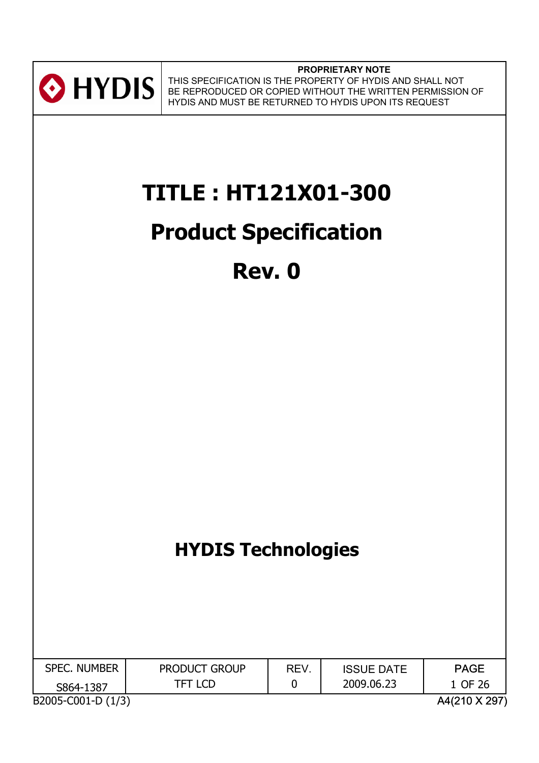HYDIS

**PROPRIETARY NOTE**

THIS SPECIFICATION IS THE PROPERTY OF HYDIS AND SHALL NOT BE REPRODUCED OR COPIED WITHOUT THE WRITTEN PERMISSION OF HYDIS AND MUST BE RETURNED TO HYDIS UPON ITS REQUEST

# TITLE : HT121X01-300

# Product Specification

# Rev. 0

## HYDIS Technologies

| SPEC. NUMBER | PRODUCT GROUP | REV. | ISSUE DATE | PAGE |
|---|---|---|---|---|
| S864-1387 | TFT LCD | 0 | 2009.06.23 | 1 OF 26 |

B2005-C001-D (1/3) A4(210 X 297)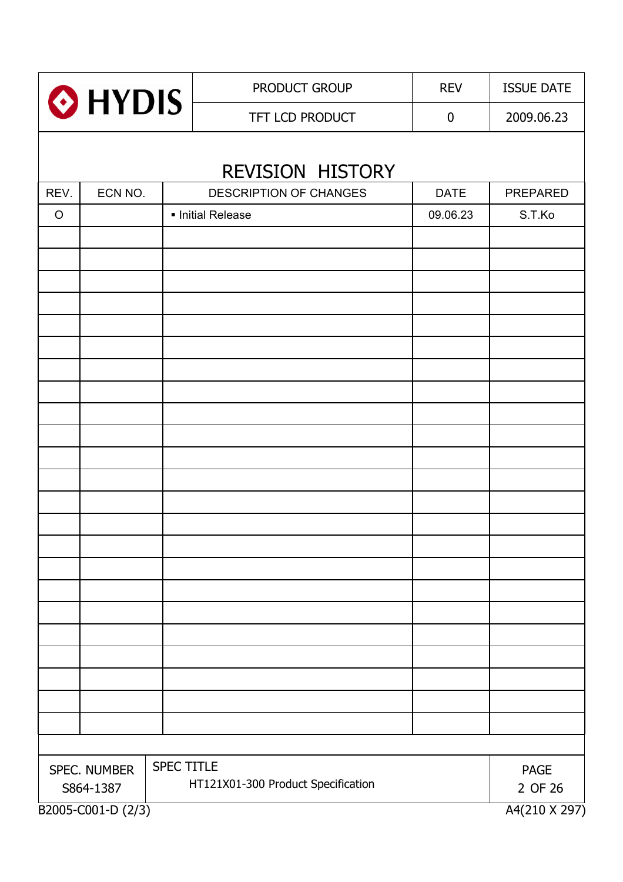# REVISION HISTORY

| REV. | ECN NO. | DESCRIPTION OF CHANGES | DATE | PREPARED |
|---|---|---|---|---|
| O | | ▪ Initial Release | 09.06.23 | S.T.Ko |
| | | | | |
| | | | | |
| | | | | |
| | | | | |
| | | | | |
| | | | | |
| | | | | |
| | | | | |
| | | | | |
| | | | | |
| | | | | |
| | | | | |
| | | | | |
| | | | | |
| | | | | |
| | | | | |
| | | | | |
| | | | | |
| | | | | |
| | | | | |
| | | | | |
| | | | | |
| | | | | |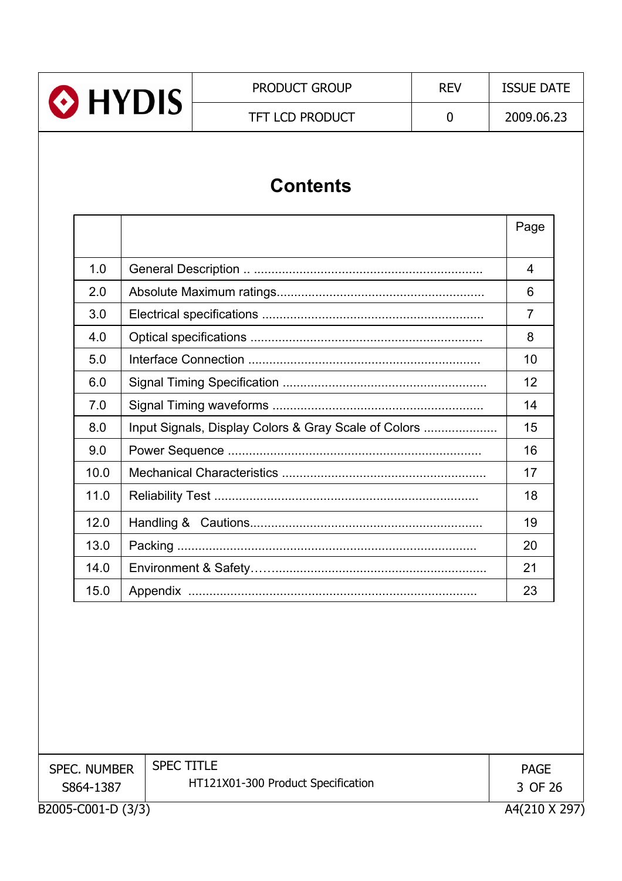# Contents

| | | Page |
|---|---|---|
| 1.0 | General Description .. ................................................................ | 4 |
| 2.0 | Absolute Maximum ratings........................................................... | 6 |
| 3.0 | Electrical specifications ............................................................... | 7 |
| 4.0 | Optical specifications ................................................................. | 8 |
| 5.0 | Interface Connection ................................................................. | 10 |
| 6.0 | Signal Timing Specification ......................................................... | 12 |
| 7.0 | Signal Timing waveforms ........................................................... | 14 |
| 8.0 | Input Signals, Display Colors & Gray Scale of Colors ..................... | 15 |
| 9.0 | Power Sequence ....................................................................... | 16 |
| 10.0 | Mechanical Characteristics ......................................................... | 17 |
| 11.0 | Reliability Test ......................................................................... | 18 |
| 12.0 | Handling & Cautions................................................................. | 19 |
| 13.0 | Packing .................................................................................... | 20 |
| 14.0 | Environment & Safety…............................................................. | 21 |
| 15.0 | Appendix ................................................................................. | 23 |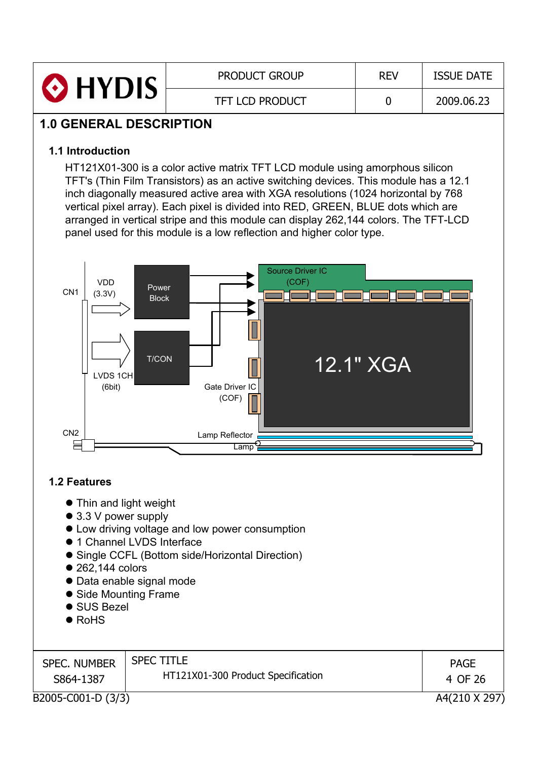# 1.0 GENERAL DESCRIPTION

## 1.1 Introduction

HT121X01-300 is a color active matrix TFT LCD module using amorphous silicon TFT's (Thin Film Transistors) as an active switching devices. This module has a 12.1 inch diagonally measured active area with XGA resolutions (1024 horizontal by 768 vertical pixel array). Each pixel is divided into RED, GREEN, BLUE dots which are arranged in vertical stripe and this module can display 262,144 colors. The TFT-LCD panel used for this module is a low reflection and higher color type.

## 1.2 Features

- Thin and light weight
- 3.3 V power supply
- Low driving voltage and low power consumption
- 1 Channel LVDS Interface
- Single CCFL (Bottom side/Horizontal Direction)
- 262,144 colors
- Data enable signal mode
- Side Mounting Frame
- SUS Bezel
- RoHS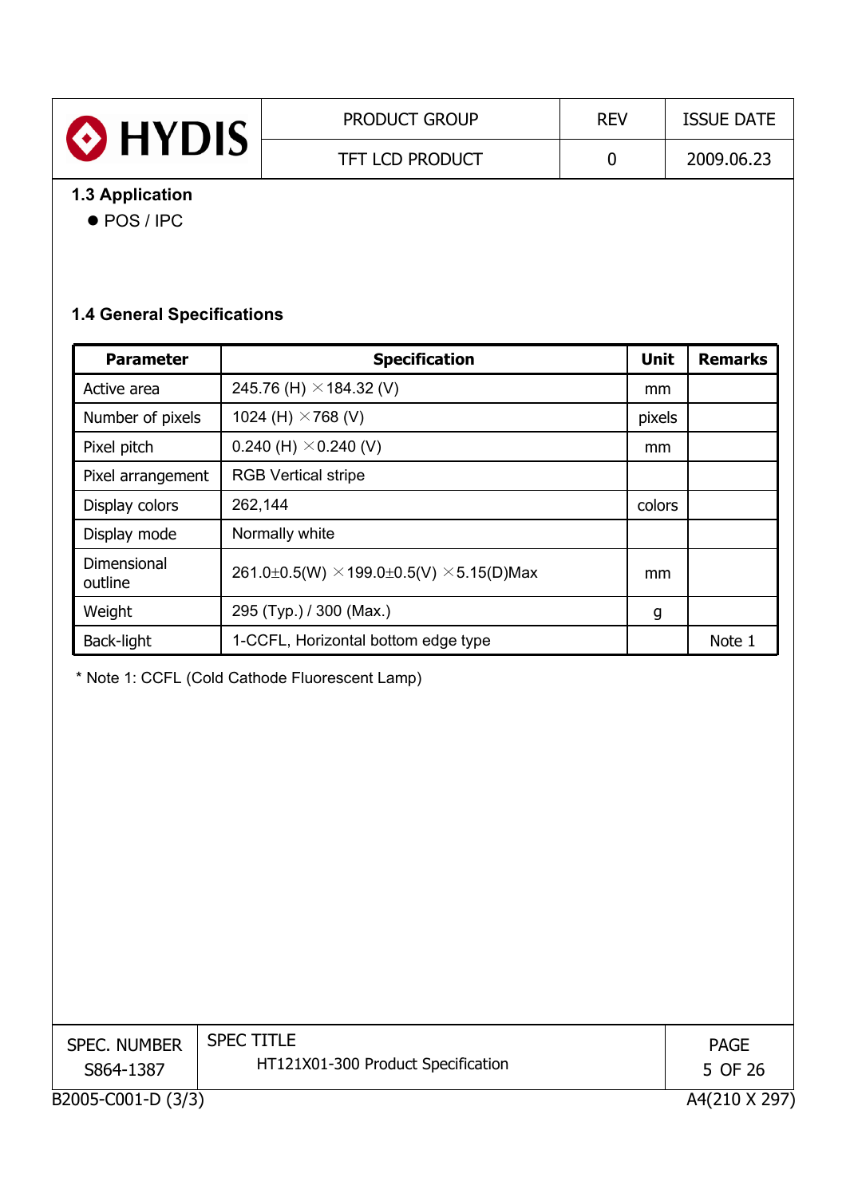### 1.3 Application

- POS / IPC

### 1.4 General Specifications

| Parameter | Specification | Unit | Remarks |
|---|---|---|---|
| Active area | 245.76 (H) × 184.32 (V) | mm | |
| Number of pixels | 1024 (H) × 768 (V) | pixels | |
| Pixel pitch | 0.240 (H) × 0.240 (V) | mm | |
| Pixel arrangement | RGB Vertical stripe | | |
| Display colors | 262,144 | colors | |
| Display mode | Normally white | | |
| Dimensional outline | 261.0±0.5(W) × 199.0±0.5(V) × 5.15(D)Max | mm | |
| Weight | 295 (Typ.) / 300 (Max.) | g | |
| Back-light | 1-CCFL, Horizontal bottom edge type | | Note 1 |

* Note 1: CCFL (Cold Cathode Fluorescent Lamp)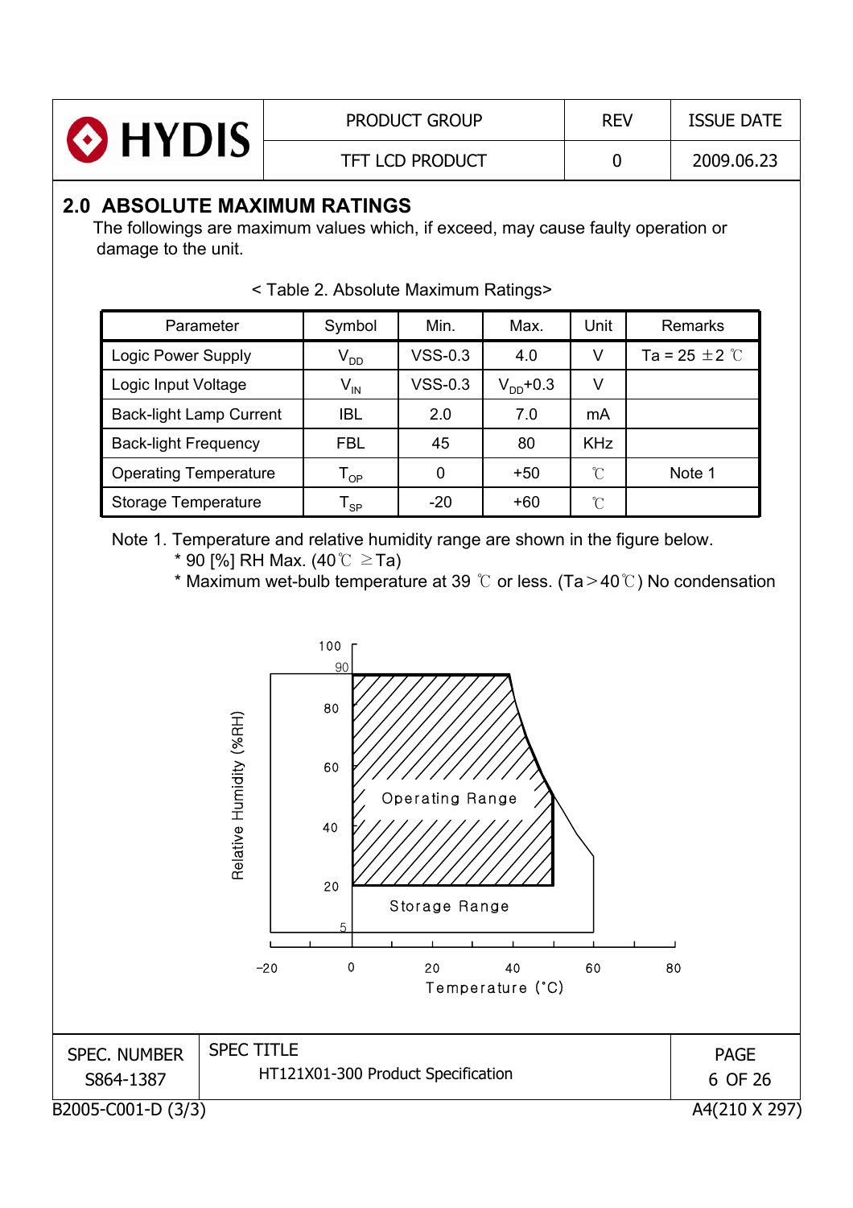## 2.0 ABSOLUTE MAXIMUM RATINGS

The followings are maximum values which, if exceed, may cause faulty operation or damage to the unit.

< Table 2. Absolute Maximum Ratings>

| Parameter | Symbol | Min. | Max. | Unit | Remarks |
|---|---|---|---|---|---|
| Logic Power Supply | $V_{DD}$ | VSS-0.3 | 4.0 | V | Ta = 25 ±2 ℃ |
| Logic Input Voltage | $V_{IN}$ | VSS-0.3 | $V_{DD}$+0.3 | V | |
| Back-light Lamp Current | IBL | 2.0 | 7.0 | mA | |
| Back-light Frequency | FBL | 45 | 80 | KHz | |
| Operating Temperature | $T_{OP}$ | 0 | +50 | ℃ | Note 1 |
| Storage Temperature | $T_{SP}$ | -20 | +60 | ℃ | |

Note 1. Temperature and relative humidity range are shown in the figure below.
* 90 [%] RH Max. (40℃ ≥Ta)
* Maximum wet-bulb temperature at 39 ℃ or less. (Ta>40℃) No condensation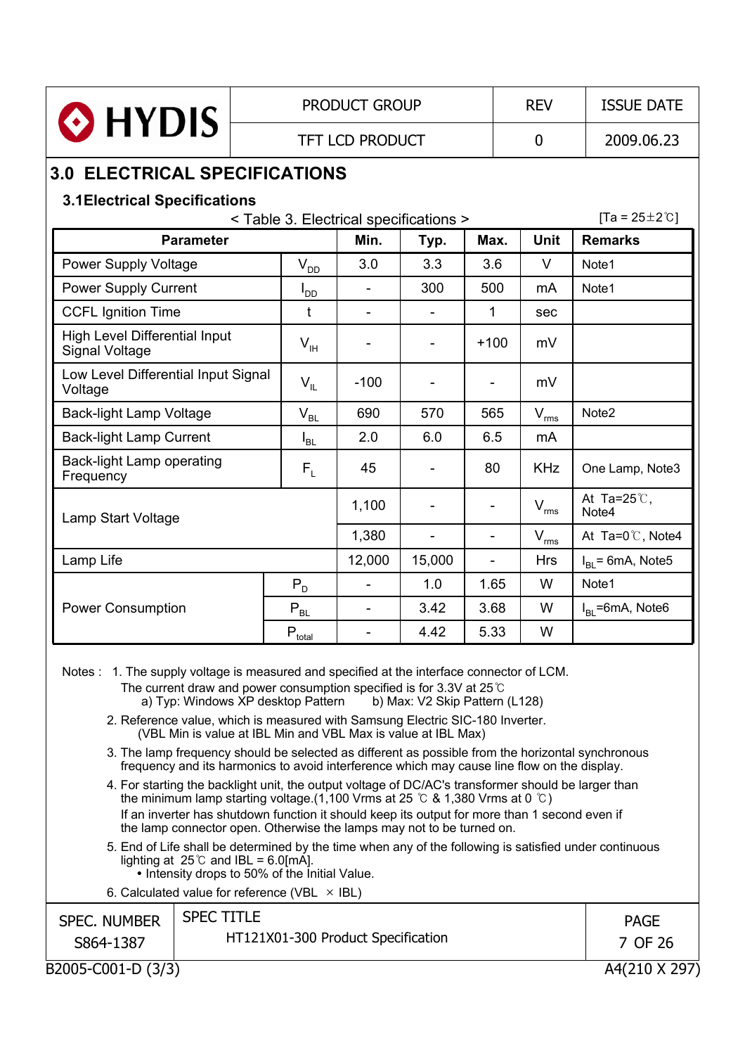# 3.0 ELECTRICAL SPECIFICATIONS

## 3.1Electrical Specifications

< Table 3. Electrical specifications > [Ta = 25±2℃]

| Parameter | | Min. | Typ. | Max. | Unit | Remarks |
|---|---|---|---|---|---|---|
| Power Supply Voltage | $V_{DD}$ | 3.0 | 3.3 | 3.6 | V | Note1 |
| Power Supply Current | $I_{DD}$ | - | 300 | 500 | mA | Note1 |
| CCFL Ignition Time | t | - | - | 1 | sec | |
| High Level Differential Input Signal Voltage | $V_{IH}$ | - | - | +100 | mV | |
| Low Level Differential Input Signal Voltage | $V_{IL}$ | -100 | - | - | mV | |
| Back-light Lamp Voltage | $V_{BL}$ | 690 | 570 | 565 | $V_{rms}$ | Note2 |
| Back-light Lamp Current | $I_{BL}$ | 2.0 | 6.0 | 6.5 | mA | |
| Back-light Lamp operating Frequency | $F_L$ | 45 | - | 80 | KHz | One Lamp, Note3 |
| Lamp Start Voltage | | 1,100 | - | - | $V_{rms}$ | At Ta=25℃, Note4 |
| | | 1,380 | - | - | $V_{rms}$ | At Ta=0℃, Note4 |
| Lamp Life | | 12,000 | 15,000 | - | Hrs | $I_{BL}$= 6mA, Note5 |
| Power Consumption | $P_D$ | - | 1.0 | 1.65 | W | Note1 |
| | $P_{BL}$ | - | 3.42 | 3.68 | W | $I_{BL}$=6mA, Note6 |
| | $P_{total}$ | - | 4.42 | 5.33 | W | |

Notes :
1. The supply voltage is measured and specified at the interface connector of LCM.
   The current draw and power consumption specified is for 3.3V at 25℃
   a) Typ: Windows XP desktop Pattern b) Max: V2 Skip Pattern (L128)
2. Reference value, which is measured with Samsung Electric SIC-180 Inverter.
   (VBL Min is value at IBL Min and VBL Max is value at IBL Max)
3. The lamp frequency should be selected as different as possible from the horizontal synchronous frequency and its harmonics to avoid interference which may cause line flow on the display.
4. For starting the backlight unit, the output voltage of DC/AC's transformer should be larger than the minimum lamp starting voltage.(1,100 Vrms at 25 ℃ & 1,380 Vrms at 0 ℃)
   If an inverter has shutdown function it should keep its output for more than 1 second even if the lamp connector open. Otherwise the lamps may not to be turned on.
5. End of Life shall be determined by the time when any of the following is satisfied under continuous lighting at 25℃ and IBL = 6.0[mA].
   • Intensity drops to 50% of the Initial Value.
6. Calculated value for reference (VBL × IBL)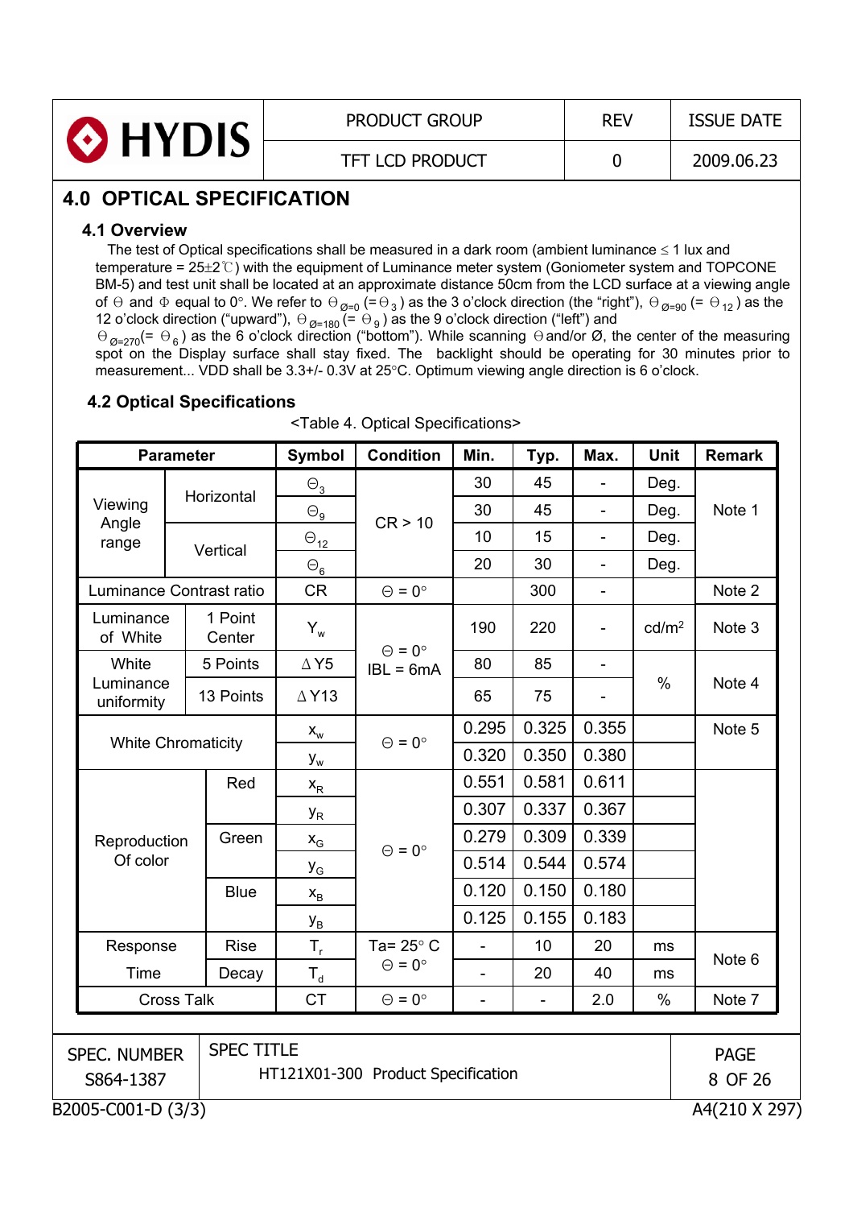## 4.0 OPTICAL SPECIFICATION

### 4.1 Overview

The test of Optical specifications shall be measured in a dark room (ambient luminance ≤ 1 lux and temperature = 25±2℃) with the equipment of Luminance meter system (Goniometer system and TOPCONE BM-5) and test unit shall be located at an approximate distance 50cm from the LCD surface at a viewing angle of Θ and Φ equal to 0°. We refer to $\Theta_{Ø=0}$ (= $\Theta_3$) as the 3 o'clock direction (the "right"), $\Theta_{Ø=90}$ (= $\Theta_{12}$) as the 12 o'clock direction ("upward"), $\Theta_{Ø=180}$ (= $\Theta_9$) as the 9 o'clock direction ("left") and $\Theta_{Ø=270}$(= $\Theta_6$) as the 6 o'clock direction ("bottom"). While scanning Θ and/or Ø, the center of the measuring spot on the Display surface shall stay fixed. The backlight should be operating for 30 minutes prior to measurement... VDD shall be 3.3+/- 0.3V at 25°C. Optimum viewing angle direction is 6 o'clock.

### 4.2 Optical Specifications

<Table 4. Optical Specifications>

| Parameter | | Symbol | Condition | Min. | Typ. | Max. | Unit | Remark |
|---|---|---|---|---|---|---|---|---|
| Viewing Angle range | Horizontal | $\Theta_3$ | CR > 10 | 30 | 45 | - | Deg. | Note 1 |
| | | $\Theta_9$ | | 30 | 45 | - | Deg. | |
| | Vertical | $\Theta_{12}$ | | 10 | 15 | - | Deg. | |
| | | $\Theta_6$ | | 20 | 30 | - | Deg. | |
| Luminance Contrast ratio | | CR | Θ = 0° | | 300 | - | | Note 2 |
| Luminance of White | 1 Point Center | $Y_w$ | Θ = 0° IBL = 6mA | 190 | 220 | - | cd/m² | Note 3 |
| White Luminance uniformity | 5 Points | ΔY5 | | 80 | 85 | - | % | Note 4 |
| | 13 Points | ΔY13 | | 65 | 75 | - | | |
| White Chromaticity | | $x_w$ | Θ = 0° | 0.295 | 0.325 | 0.355 | | Note 5 |
| | | $y_w$ | | 0.320 | 0.350 | 0.380 | | |
| Reproduction Of color | Red | $x_R$ | Θ = 0° | 0.551 | 0.581 | 0.611 | | |
| | | $y_R$ | | 0.307 | 0.337 | 0.367 | | |
| | Green | $x_G$ | | 0.279 | 0.309 | 0.339 | | |
| | | $y_G$ | | 0.514 | 0.544 | 0.574 | | |
| | Blue | $x_B$ | | 0.120 | 0.150 | 0.180 | | |
| | | $y_B$ | | 0.125 | 0.155 | 0.183 | | |
| Response Time | Rise | $T_r$ | Ta= 25° C Θ = 0° | - | 10 | 20 | ms | Note 6 |
| | Decay | $T_d$ | | - | 20 | 40 | ms | |
| Cross Talk | | CT | Θ = 0° | - | - | 2.0 | % | Note 7 |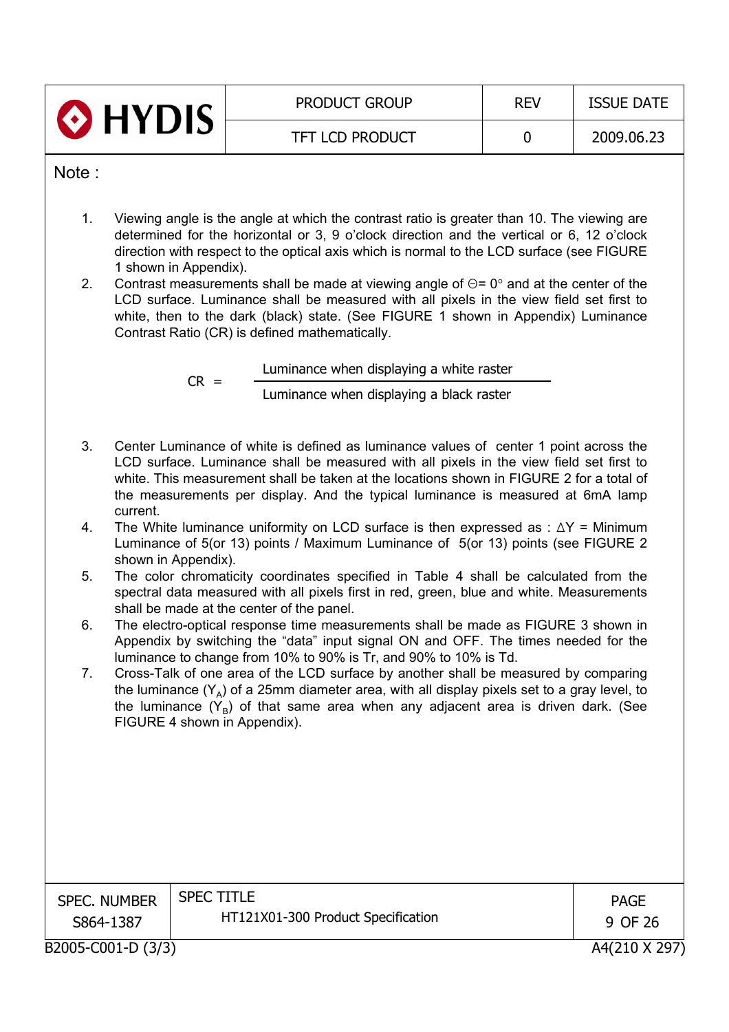Note :

1. Viewing angle is the angle at which the contrast ratio is greater than 10. The viewing are determined for the horizontal or 3, 9 o'clock direction and the vertical or 6, 12 o'clock direction with respect to the optical axis which is normal to the LCD surface (see FIGURE 1 shown in Appendix).
2. Contrast measurements shall be made at viewing angle of $\Theta$= 0° and at the center of the LCD surface. Luminance shall be measured with all pixels in the view field set first to white, then to the dark (black) state. (See FIGURE 1 shown in Appendix) Luminance Contrast Ratio (CR) is defined mathematically.

$$CR = \frac{\text{Luminance when displaying a white raster}}{\text{Luminance when displaying a black raster}}$$

3. Center Luminance of white is defined as luminance values of center 1 point across the LCD surface. Luminance shall be measured with all pixels in the view field set first to white. This measurement shall be taken at the locations shown in FIGURE 2 for a total of the measurements per display. And the typical luminance is measured at 6mA lamp current.
4. The White luminance uniformity on LCD surface is then expressed as : $\Delta Y$ = Minimum Luminance of 5(or 13) points / Maximum Luminance of 5(or 13) points (see FIGURE 2 shown in Appendix).
5. The color chromaticity coordinates specified in Table 4 shall be calculated from the spectral data measured with all pixels first in red, green, blue and white. Measurements shall be made at the center of the panel.
6. The electro-optical response time measurements shall be made as FIGURE 3 shown in Appendix by switching the "data" input signal ON and OFF. The times needed for the luminance to change from 10% to 90% is Tr, and 90% to 10% is Td.
7. Cross-Talk of one area of the LCD surface by another shall be measured by comparing the luminance ($Y_A$) of a 25mm diameter area, with all display pixels set to a gray level, to the luminance ($Y_B$) of that same area when any adjacent area is driven dark. (See FIGURE 4 shown in Appendix).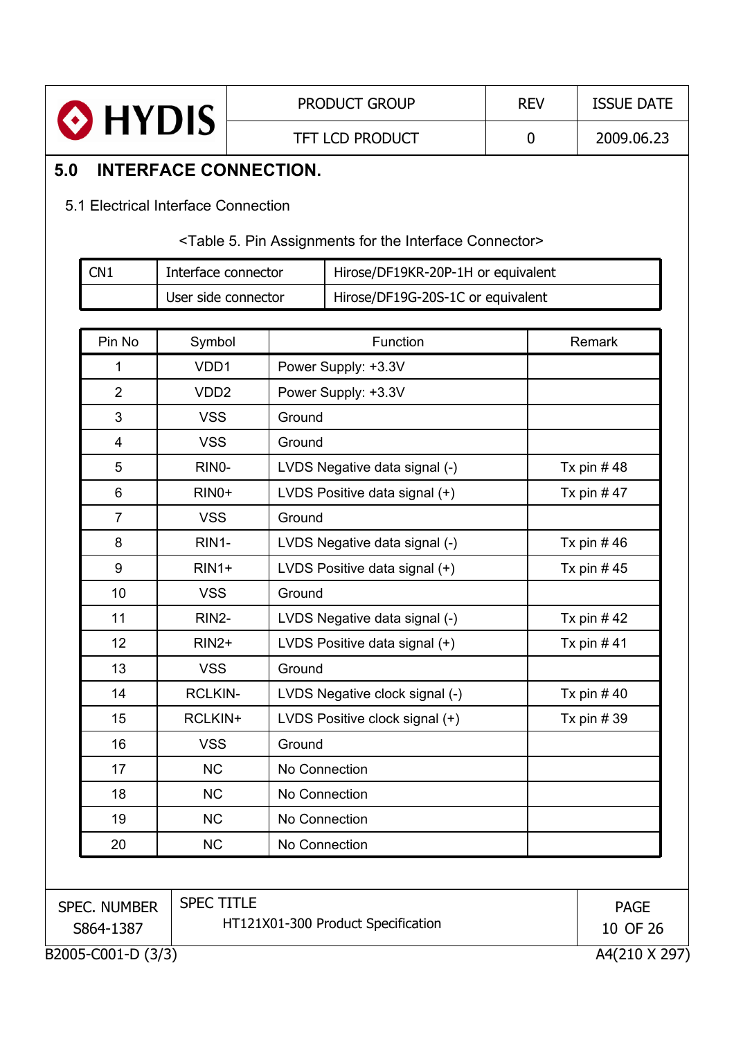## 5.0 INTERFACE CONNECTION.

### 5.1 Electrical Interface Connection

<Table 5. Pin Assignments for the Interface Connector>

| CN1 | Interface connector | Hirose/DF19KR-20P-1H or equivalent |
|---|---|---|
| | User side connector | Hirose/DF19G-20S-1C or equivalent |

| Pin No | Symbol | Function | Remark |
|---|---|---|---|
| 1 | VDD1 | Power Supply: +3.3V | |
| 2 | VDD2 | Power Supply: +3.3V | |
| 3 | VSS | Ground | |
| 4 | VSS | Ground | |
| 5 | RIN0- | LVDS Negative data signal (-) | Tx pin # 48 |
| 6 | RIN0+ | LVDS Positive data signal (+) | Tx pin # 47 |
| 7 | VSS | Ground | |
| 8 | RIN1- | LVDS Negative data signal (-) | Tx pin # 46 |
| 9 | RIN1+ | LVDS Positive data signal (+) | Tx pin # 45 |
| 10 | VSS | Ground | |
| 11 | RIN2- | LVDS Negative data signal (-) | Tx pin # 42 |
| 12 | RIN2+ | LVDS Positive data signal (+) | Tx pin # 41 |
| 13 | VSS | Ground | |
| 14 | RCLKIN- | LVDS Negative clock signal (-) | Tx pin # 40 |
| 15 | RCLKIN+ | LVDS Positive clock signal (+) | Tx pin # 39 |
| 16 | VSS | Ground | |
| 17 | NC | No Connection | |
| 18 | NC | No Connection | |
| 19 | NC | No Connection | |
| 20 | NC | No Connection | |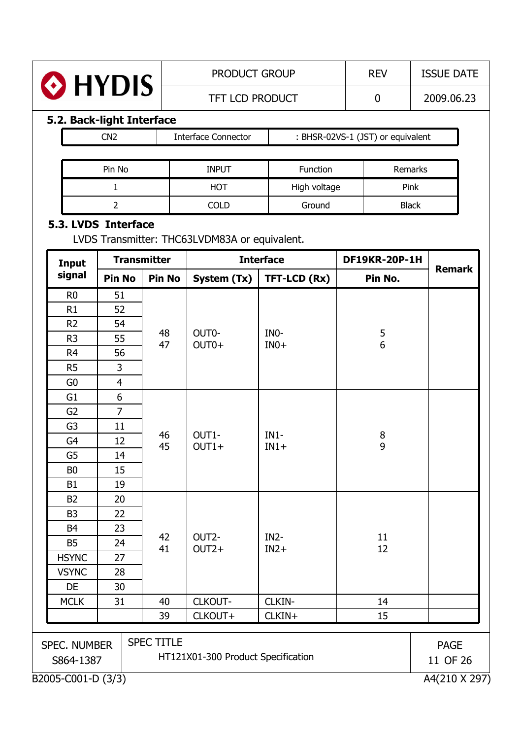## 5.2. Back-light Interface

| CN2 | Interface Connector | : BHSR-02VS-1 (JST) or equivalent |
|---|---|---|

| Pin No | INPUT | Function | Remarks |
|---|---|---|---|
| 1 | HOT | High voltage | Pink |
| 2 | COLD | Ground | Black |

## 5.3. LVDS Interface

LVDS Transmitter: THC63LVDM83A or equivalent.

| Input signal | Transmitter | | Interface | | DF19KR-20P-1H | Remark |
|---|---|---|---|---|---|---|
| | Pin No | Pin No | System (Tx) | TFT-LCD (Rx) | Pin No. | |
| R0 | 51 | 48<br>47 | OUT0-<br>OUT0+ | IN0-<br>IN0+ | 5<br>6 | |
| R1 | 52 | | | | | |
| R2 | 54 | | | | | |
| R3 | 55 | | | | | |
| R4 | 56 | | | | | |
| R5 | 3 | | | | | |
| G0 | 4 | | | | | |
| G1 | 6 | 46<br>45 | OUT1-<br>OUT1+ | IN1-<br>IN1+ | 8<br>9 | |
| G2 | 7 | | | | | |
| G3 | 11 | | | | | |
| G4 | 12 | | | | | |
| G5 | 14 | | | | | |
| B0 | 15 | | | | | |
| B1 | 19 | | | | | |
| B2 | 20 | 42<br>41 | OUT2-<br>OUT2+ | IN2-<br>IN2+ | 11<br>12 | |
| B3 | 22 | | | | | |
| B4 | 23 | | | | | |
| B5 | 24 | | | | | |
| HSYNC | 27 | | | | | |
| VSYNC | 28 | | | | | |
| DE | 30 | | | | | |
| MCLK | 31 | 40 | CLKOUT- | CLKIN- | 14 | |
| | | 39 | CLKOUT+ | CLKIN+ | 15 | |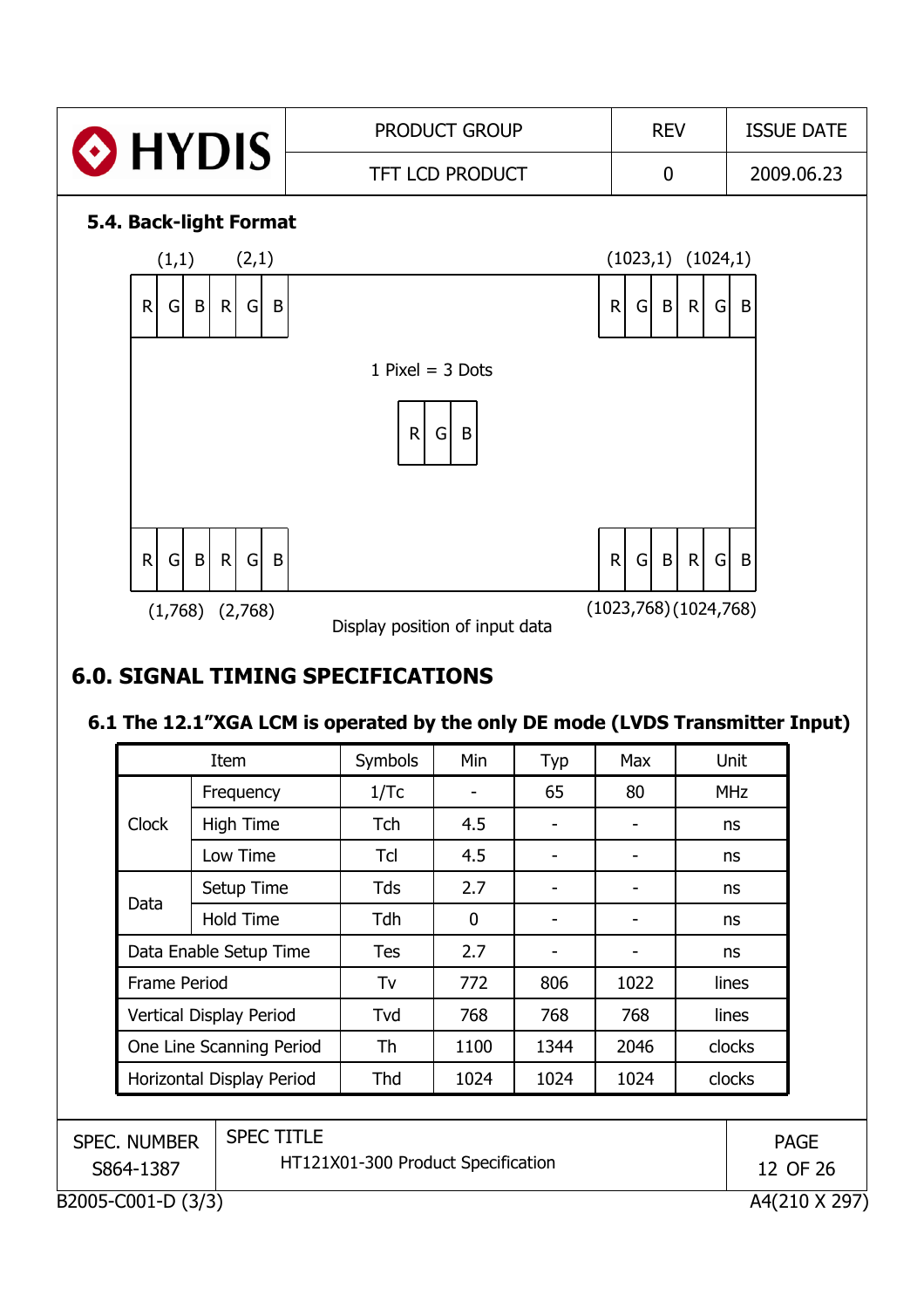### 5.4. Back-light Format

(1,1) (2,1) (1023,1) (1024,1)

R G B R G B ... R G B R G B

1 Pixel = 3 Dots

R G B

R G B R G B ... R G B R G B

(1,768) (2,768) (1023,768) (1024,768)

Display position of input data

# 6.0. SIGNAL TIMING SPECIFICATIONS

### 6.1 The 12.1"XGA LCM is operated by the only DE mode (LVDS Transmitter Input)

| Item | | Symbols | Min | Typ | Max | Unit |
|---|---|---|---|---|---|---|
| Clock | Frequency | 1/Tc | - | 65 | 80 | MHz |
| | High Time | Tch | 4.5 | - | - | ns |
| | Low Time | Tcl | 4.5 | - | - | ns |
| Data | Setup Time | Tds | 2.7 | - | - | ns |
| | Hold Time | Tdh | 0 | - | - | ns |
| Data Enable Setup Time | | Tes | 2.7 | - | - | ns |
| Frame Period | | Tv | 772 | 806 | 1022 | lines |
| Vertical Display Period | | Tvd | 768 | 768 | 768 | lines |
| One Line Scanning Period | | Th | 1100 | 1344 | 2046 | clocks |
| Horizontal Display Period | | Thd | 1024 | 1024 | 1024 | clocks |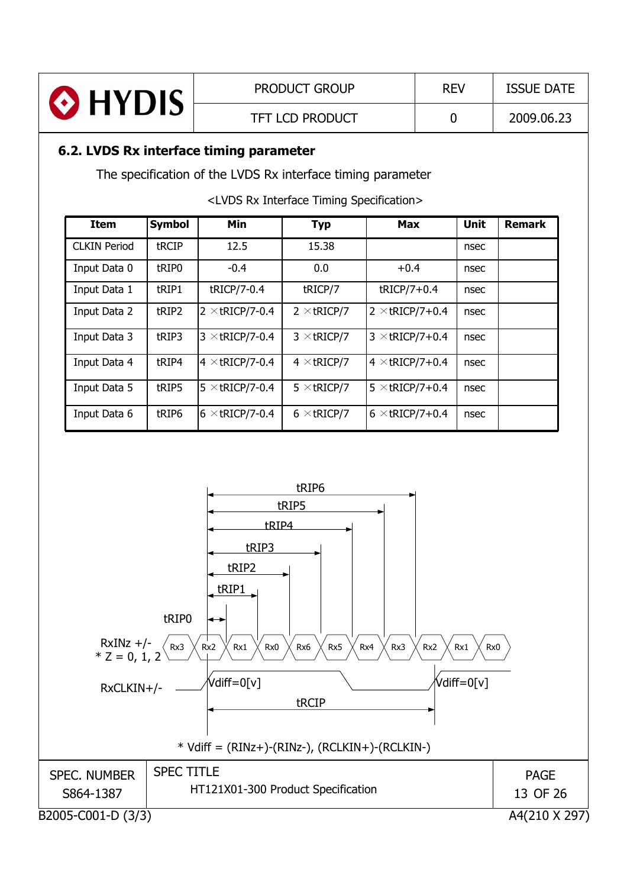## 6.2. LVDS Rx interface timing parameter

The specification of the LVDS Rx interface timing parameter

<LVDS Rx Interface Timing Specification>

| Item | Symbol | Min | Typ | Max | Unit | Remark |
|---|---|---|---|---|---|---|
| CLKIN Period | tRCIP | 12.5 | 15.38 | | nsec | |
| Input Data 0 | tRIP0 | -0.4 | 0.0 | +0.4 | nsec | |
| Input Data 1 | tRIP1 | tRICP/7-0.4 | tRICP/7 | tRICP/7+0.4 | nsec | |
| Input Data 2 | tRIP2 | 2 ×tRICP/7-0.4 | 2 ×tRICP/7 | 2 ×tRICP/7+0.4 | nsec | |
| Input Data 3 | tRIP3 | 3 ×tRICP/7-0.4 | 3 ×tRICP/7 | 3 ×tRICP/7+0.4 | nsec | |
| Input Data 4 | tRIP4 | 4 ×tRICP/7-0.4 | 4 ×tRICP/7 | 4 ×tRICP/7+0.4 | nsec | |
| Input Data 5 | tRIP5 | 5 ×tRICP/7-0.4 | 5 ×tRICP/7 | 5 ×tRICP/7+0.4 | nsec | |
| Input Data 6 | tRIP6 | 6 ×tRICP/7-0.4 | 6 ×tRICP/7 | 6 ×tRICP/7+0.4 | nsec | |

tRIP6

tRIP5

tRIP4

tRIP3

tRIP2

tRIP1

tRIP0

RxINz +/-
* Z = 0, 1, 2

Rx3 Rx2 Rx1 Rx0 Rx6 Rx5 Rx4 Rx3 Rx2 Rx1 Rx0

RxCLKIN+/-

Vdiff=0[v]

Vdiff=0[v]

tRCIP

* Vdiff = (RINz+)-(RINz-), (RCLKIN+)-(RCLKIN-)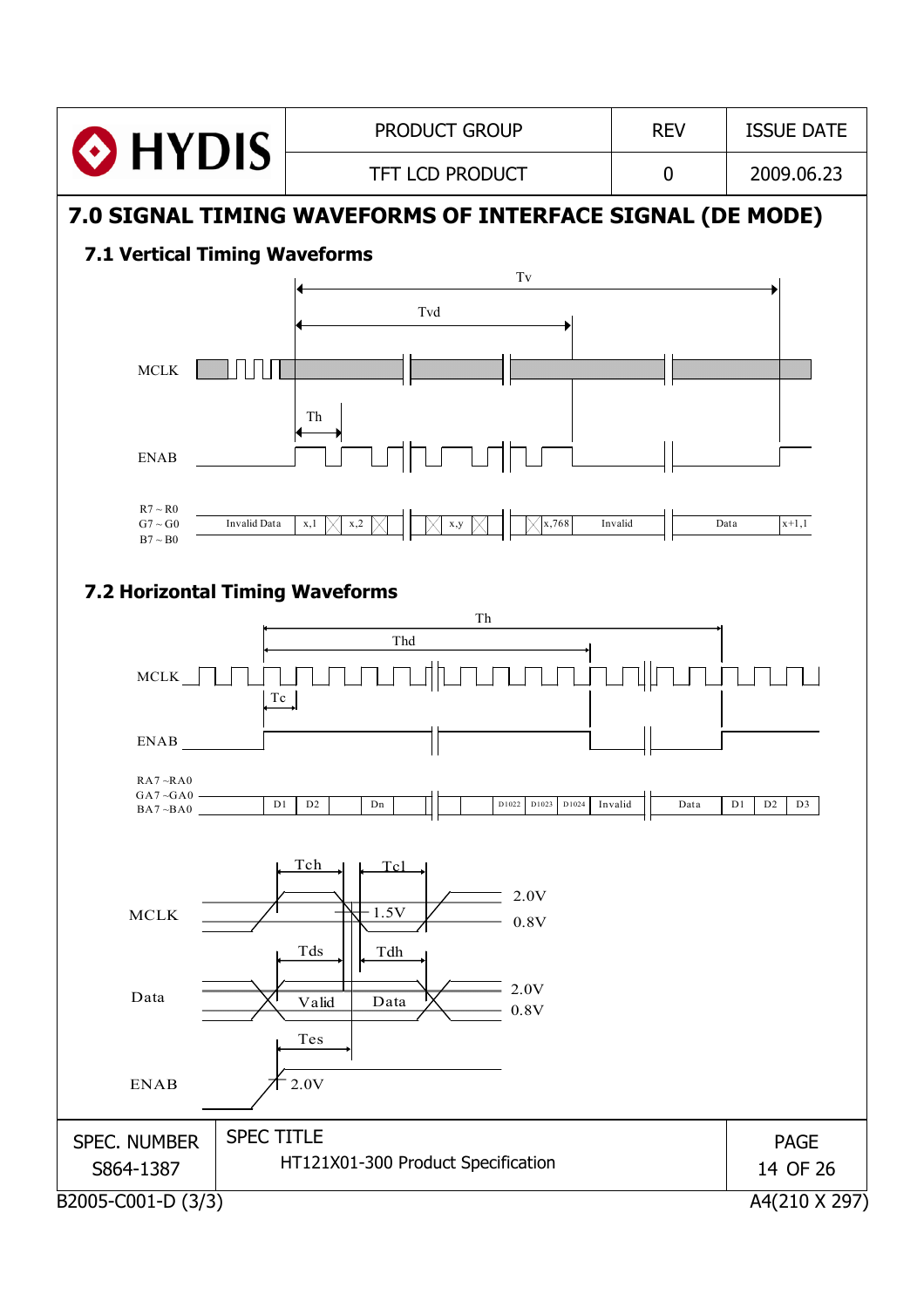## 7.0 SIGNAL TIMING WAVEFORMS OF INTERFACE SIGNAL (DE MODE)

### 7.1 Vertical Timing Waveforms

Tv

Tvd

MCLK

Th

ENAB

R7 ~ R0
G7 ~ G0
B7 ~ B0

Invalid Data | x,1 | x,2 | x,y | x,768 | Invalid | Data | x+1,1

### 7.2 Horizontal Timing Waveforms

Th

Thd

MCLK

Tc

ENAB

RA7 ~RA0
GA7 ~GA0
BA7 ~BA0

D1 | D2 | Dn | D1022 | D1023 | D1024 | Invalid | Data | D1 | D2 | D3

Tch Tcl

MCLK 1.5V 2.0V 0.8V

Tds Tdh

Data Valid Data 2.0V 0.8V

Tes

ENAB 2.0V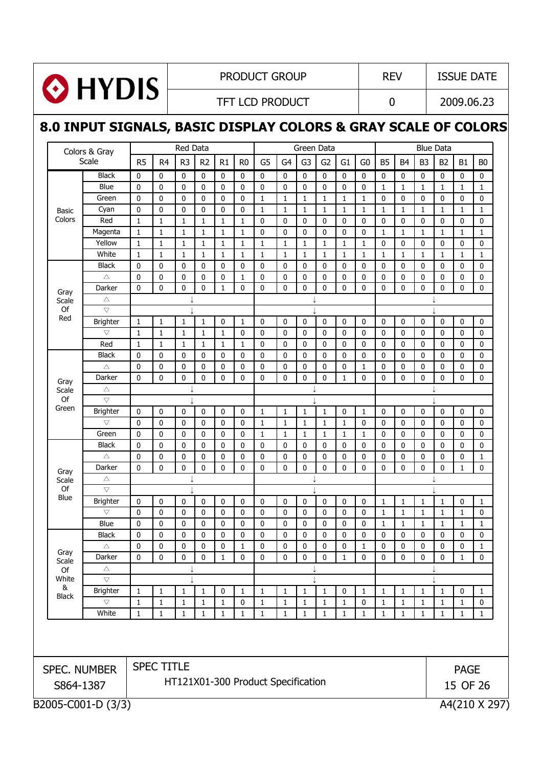# 8.0 INPUT SIGNALS, BASIC DISPLAY COLORS & GRAY SCALE OF COLORS

| Colors & Gray Scale | | Red Data | | | | | | Green Data | | | | | | Blue Data | | | | | |
|---|---|---|---|---|---|---|---|---|---|---|---|---|---|---|---|---|---|---|---|
| | | R5 | R4 | R3 | R2 | R1 | R0 | G5 | G4 | G3 | G2 | G1 | G0 | B5 | B4 | B3 | B2 | B1 | B0 |
| Basic Colors | Black | 0 | 0 | 0 | 0 | 0 | 0 | 0 | 0 | 0 | 0 | 0 | 0 | 0 | 0 | 0 | 0 | 0 | 0 |
| | Blue | 0 | 0 | 0 | 0 | 0 | 0 | 0 | 0 | 0 | 0 | 0 | 0 | 1 | 1 | 1 | 1 | 1 | 1 |
| | Green | 0 | 0 | 0 | 0 | 0 | 0 | 1 | 1 | 1 | 1 | 1 | 1 | 0 | 0 | 0 | 0 | 0 | 0 |
| | Cyan | 0 | 0 | 0 | 0 | 0 | 0 | 1 | 1 | 1 | 1 | 1 | 1 | 1 | 1 | 1 | 1 | 1 | 1 |
| | Red | 1 | 1 | 1 | 1 | 1 | 1 | 0 | 0 | 0 | 0 | 0 | 0 | 0 | 0 | 0 | 0 | 0 | 0 |
| | Magenta | 1 | 1 | 1 | 1 | 1 | 1 | 0 | 0 | 0 | 0 | 0 | 0 | 1 | 1 | 1 | 1 | 1 | 1 |
| | Yellow | 1 | 1 | 1 | 1 | 1 | 1 | 1 | 1 | 1 | 1 | 1 | 1 | 0 | 0 | 0 | 0 | 0 | 0 |
| | White | 1 | 1 | 1 | 1 | 1 | 1 | 1 | 1 | 1 | 1 | 1 | 1 | 1 | 1 | 1 | 1 | 1 | 1 |
| Gray Scale Of Red | Black | 0 | 0 | 0 | 0 | 0 | 0 | 0 | 0 | 0 | 0 | 0 | 0 | 0 | 0 | 0 | 0 | 0 | 0 |
| | △ | 0 | 0 | 0 | 0 | 0 | 1 | 0 | 0 | 0 | 0 | 0 | 0 | 0 | 0 | 0 | 0 | 0 | 0 |
| | Darker | 0 | 0 | 0 | 0 | 1 | 0 | 0 | 0 | 0 | 0 | 0 | 0 | 0 | 0 | 0 | 0 | 0 | 0 |
| | △ | ↓ | | | | | | ↓ | | | | | | ↓ | | | | | |
| | ▽ | ↓ | | | | | | ↓ | | | | | | ↓ | | | | | |
| | Brighter | 1 | 1 | 1 | 1 | 0 | 1 | 0 | 0 | 0 | 0 | 0 | 0 | 0 | 0 | 0 | 0 | 0 | 0 |
| | ▽ | 1 | 1 | 1 | 1 | 1 | 0 | 0 | 0 | 0 | 0 | 0 | 0 | 0 | 0 | 0 | 0 | 0 | 0 |
| | Red | 1 | 1 | 1 | 1 | 1 | 1 | 0 | 0 | 0 | 0 | 0 | 0 | 0 | 0 | 0 | 0 | 0 | 0 |
| Gray Scale Of Green | Black | 0 | 0 | 0 | 0 | 0 | 0 | 0 | 0 | 0 | 0 | 0 | 0 | 0 | 0 | 0 | 0 | 0 | 0 |
| | △ | 0 | 0 | 0 | 0 | 0 | 0 | 0 | 0 | 0 | 0 | 0 | 1 | 0 | 0 | 0 | 0 | 0 | 0 |
| | Darker | 0 | 0 | 0 | 0 | 0 | 0 | 0 | 0 | 0 | 0 | 1 | 0 | 0 | 0 | 0 | 0 | 0 | 0 |
| | △ | ↓ | | | | | | ↓ | | | | | | ↓ | | | | | |
| | ▽ | ↓ | | | | | | ↓ | | | | | | ↓ | | | | | |
| | Brighter | 0 | 0 | 0 | 0 | 0 | 0 | 1 | 1 | 1 | 1 | 0 | 1 | 0 | 0 | 0 | 0 | 0 | 0 |
| | ▽ | 0 | 0 | 0 | 0 | 0 | 0 | 1 | 1 | 1 | 1 | 1 | 0 | 0 | 0 | 0 | 0 | 0 | 0 |
| | Green | 0 | 0 | 0 | 0 | 0 | 0 | 1 | 1 | 1 | 1 | 1 | 1 | 0 | 0 | 0 | 0 | 0 | 0 |
| Gray Scale Of Blue | Black | 0 | 0 | 0 | 0 | 0 | 0 | 0 | 0 | 0 | 0 | 0 | 0 | 0 | 0 | 0 | 0 | 0 | 0 |
| | △ | 0 | 0 | 0 | 0 | 0 | 0 | 0 | 0 | 0 | 0 | 0 | 0 | 0 | 0 | 0 | 0 | 0 | 1 |
| | Darker | 0 | 0 | 0 | 0 | 0 | 0 | 0 | 0 | 0 | 0 | 0 | 0 | 0 | 0 | 0 | 0 | 1 | 0 |
| | △ | ↓ | | | | | | ↓ | | | | | | ↓ | | | | | |
| | ▽ | ↓ | | | | | | ↓ | | | | | | ↓ | | | | | |
| | Brighter | 0 | 0 | 0 | 0 | 0 | 0 | 0 | 0 | 0 | 0 | 0 | 0 | 1 | 1 | 1 | 1 | 0 | 1 |
| | ▽ | 0 | 0 | 0 | 0 | 0 | 0 | 0 | 0 | 0 | 0 | 0 | 0 | 1 | 1 | 1 | 1 | 1 | 0 |
| | Blue | 0 | 0 | 0 | 0 | 0 | 0 | 0 | 0 | 0 | 0 | 0 | 0 | 1 | 1 | 1 | 1 | 1 | 1 |
| Gray Scale Of White & Black | Black | 0 | 0 | 0 | 0 | 0 | 0 | 0 | 0 | 0 | 0 | 0 | 0 | 0 | 0 | 0 | 0 | 0 | 0 |
| | △ | 0 | 0 | 0 | 0 | 0 | 1 | 0 | 0 | 0 | 0 | 0 | 1 | 0 | 0 | 0 | 0 | 0 | 1 |
| | Darker | 0 | 0 | 0 | 0 | 1 | 0 | 0 | 0 | 0 | 0 | 1 | 0 | 0 | 0 | 0 | 0 | 1 | 0 |
| | △ | ↓ | | | | | | ↓ | | | | | | ↓ | | | | | |
| | ▽ | ↓ | | | | | | ↓ | | | | | | ↓ | | | | | |
| | Brighter | 1 | 1 | 1 | 1 | 0 | 1 | 1 | 1 | 1 | 1 | 0 | 1 | 1 | 1 | 1 | 1 | 0 | 1 |
| | ▽ | 1 | 1 | 1 | 1 | 1 | 0 | 1 | 1 | 1 | 1 | 1 | 0 | 1 | 1 | 1 | 1 | 1 | 0 |
| | White | 1 | 1 | 1 | 1 | 1 | 1 | 1 | 1 | 1 | 1 | 1 | 1 | 1 | 1 | 1 | 1 | 1 | 1 |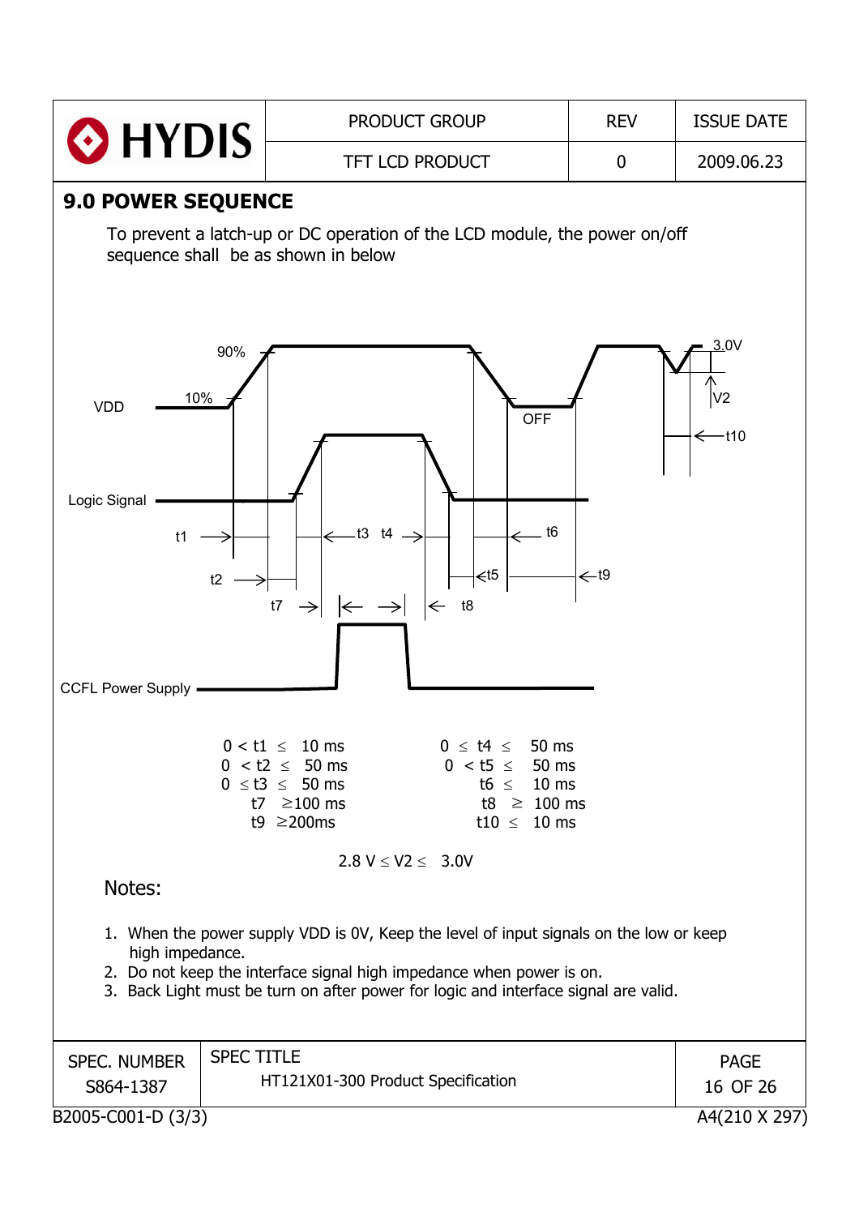## 9.0 POWER SEQUENCE

To prevent a latch-up or DC operation of the LCD module, the power on/off sequence shall be as shown in below

VDD

Logic Signal

CCFL Power Supply

$0 < t1 \leq 10$ ms
$0 < t2 \leq 50$ ms
$0 \leq t3 \leq 50$ ms
$t7 \geq 100$ ms
$t9 \geq 200$ms

$0 \leq t4 \leq 50$ ms
$0 < t5 \leq 50$ ms
$t6 \leq 10$ ms
$t8 \geq 100$ ms
$t10 \leq 10$ ms

$2.8\text{ V} \leq V2 \leq 3.0\text{V}$

Notes:

1. When the power supply VDD is 0V, Keep the level of input signals on the low or keep high impedance.
2. Do not keep the interface signal high impedance when power is on.
3. Back Light must be turn on after power for logic and interface signal are valid.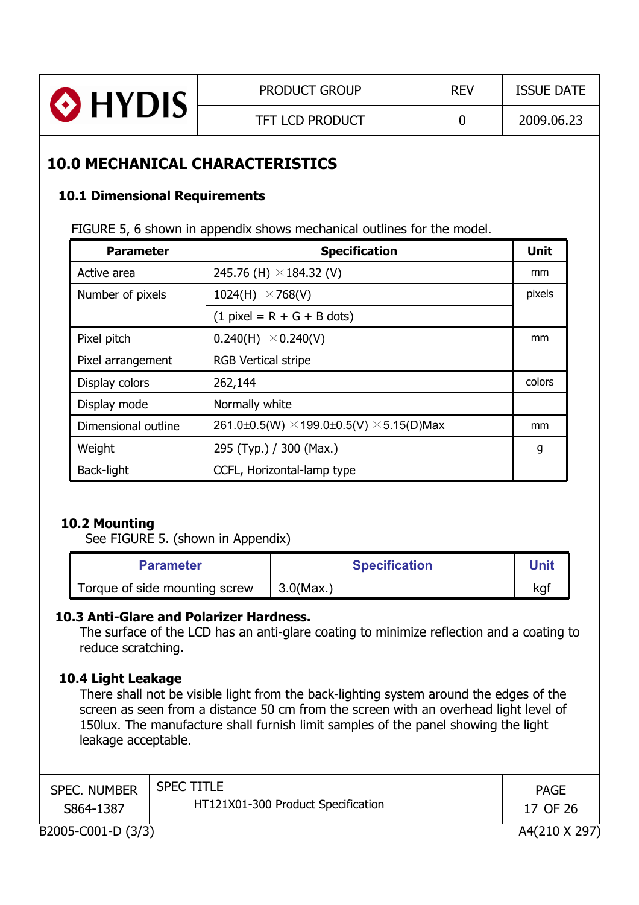## 10.0 MECHANICAL CHARACTERISTICS

### 10.1 Dimensional Requirements

FIGURE 5, 6 shown in appendix shows mechanical outlines for the model.

| Parameter | Specification | Unit |
|---|---|---|
| Active area | 245.76 (H) ×184.32 (V) | mm |
| Number of pixels | 1024(H) ×768(V) | pixels |
| | (1 pixel = R + G + B dots) | |
| Pixel pitch | 0.240(H) ×0.240(V) | mm |
| Pixel arrangement | RGB Vertical stripe | |
| Display colors | 262,144 | colors |
| Display mode | Normally white | |
| Dimensional outline | 261.0±0.5(W) ×199.0±0.5(V) ×5.15(D)Max | mm |
| Weight | 295 (Typ.) / 300 (Max.) | g |
| Back-light | CCFL, Horizontal-lamp type | |

### 10.2 Mounting

See FIGURE 5. (shown in Appendix)

| Parameter | Specification | Unit |
|---|---|---|
| Torque of side mounting screw | 3.0(Max.) | kgf |

### 10.3 Anti-Glare and Polarizer Hardness.

The surface of the LCD has an anti-glare coating to minimize reflection and a coating to reduce scratching.

### 10.4 Light Leakage

There shall not be visible light from the back-lighting system around the edges of the screen as seen from a distance 50 cm from the screen with an overhead light level of 150lux. The manufacture shall furnish limit samples of the panel showing the light leakage acceptable.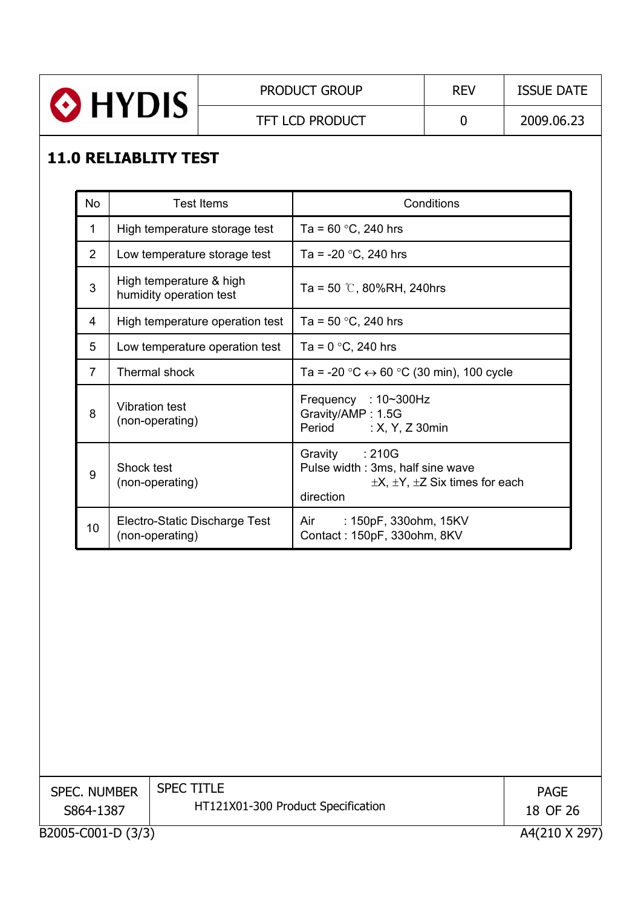## 11.0 RELIABLITY TEST

| No | Test Items | Conditions |
|---|---|---|
| 1 | High temperature storage test | Ta = 60 °C, 240 hrs |
| 2 | Low temperature storage test | Ta = -20 °C, 240 hrs |
| 3 | High temperature & high humidity operation test | Ta = 50 ℃, 80%RH, 240hrs |
| 4 | High temperature operation test | Ta = 50 °C, 240 hrs |
| 5 | Low temperature operation test | Ta = 0 °C, 240 hrs |
| 7 | Thermal shock | Ta = -20 °C ↔ 60 °C (30 min), 100 cycle |
| 8 | Vibration test (non-operating) | Frequency : 10~300Hz<br>Gravity/AMP : 1.5G<br>Period : X, Y, Z 30min |
| 9 | Shock test (non-operating) | Gravity : 210G<br>Pulse width : 3ms, half sine wave<br>±X, ±Y, ±Z Six times for each direction |
| 10 | Electro-Static Discharge Test (non-operating) | Air : 150pF, 330ohm, 15KV<br>Contact : 150pF, 330ohm, 8KV |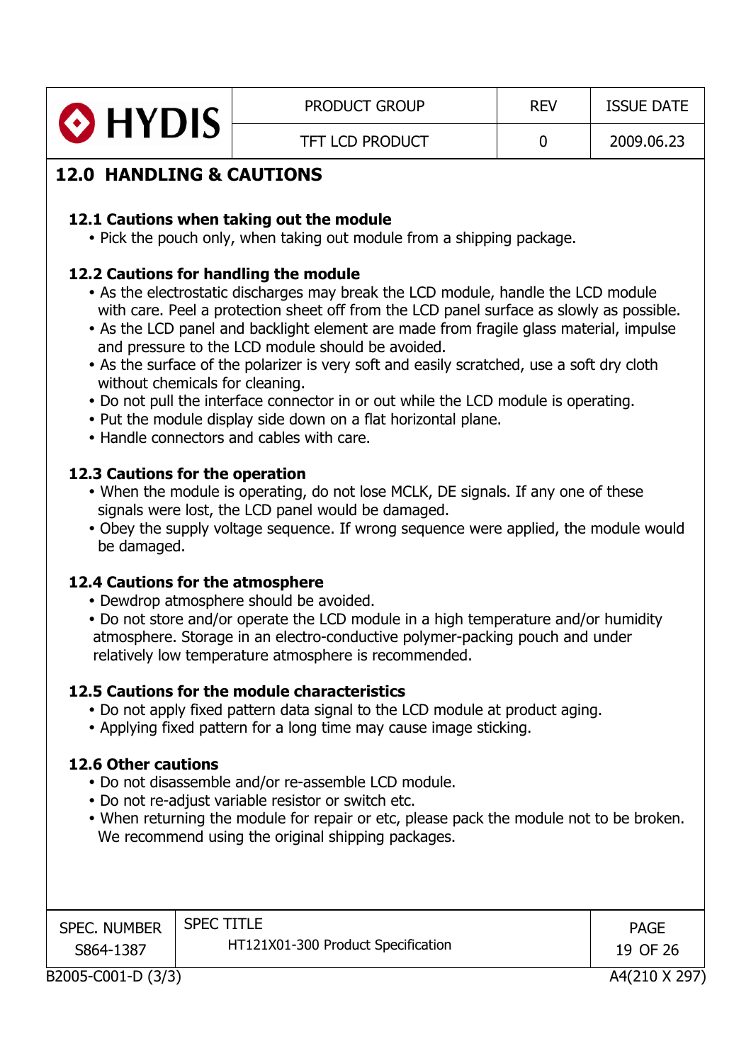## 12.0 HANDLING & CAUTIONS

### 12.1 Cautions when taking out the module

- Pick the pouch only, when taking out module from a shipping package.

### 12.2 Cautions for handling the module

- As the electrostatic discharges may break the LCD module, handle the LCD module with care. Peel a protection sheet off from the LCD panel surface as slowly as possible.
- As the LCD panel and backlight element are made from fragile glass material, impulse and pressure to the LCD module should be avoided.
- As the surface of the polarizer is very soft and easily scratched, use a soft dry cloth without chemicals for cleaning.
- Do not pull the interface connector in or out while the LCD module is operating.
- Put the module display side down on a flat horizontal plane.
- Handle connectors and cables with care.

### 12.3 Cautions for the operation

- When the module is operating, do not lose MCLK, DE signals. If any one of these signals were lost, the LCD panel would be damaged.
- Obey the supply voltage sequence. If wrong sequence were applied, the module would be damaged.

### 12.4 Cautions for the atmosphere

- Dewdrop atmosphere should be avoided.
- Do not store and/or operate the LCD module in a high temperature and/or humidity atmosphere. Storage in an electro-conductive polymer-packing pouch and under relatively low temperature atmosphere is recommended.

### 12.5 Cautions for the module characteristics

- Do not apply fixed pattern data signal to the LCD module at product aging.
- Applying fixed pattern for a long time may cause image sticking.

### 12.6 Other cautions

- Do not disassemble and/or re-assemble LCD module.
- Do not re-adjust variable resistor or switch etc.
- When returning the module for repair or etc, please pack the module not to be broken. We recommend using the original shipping packages.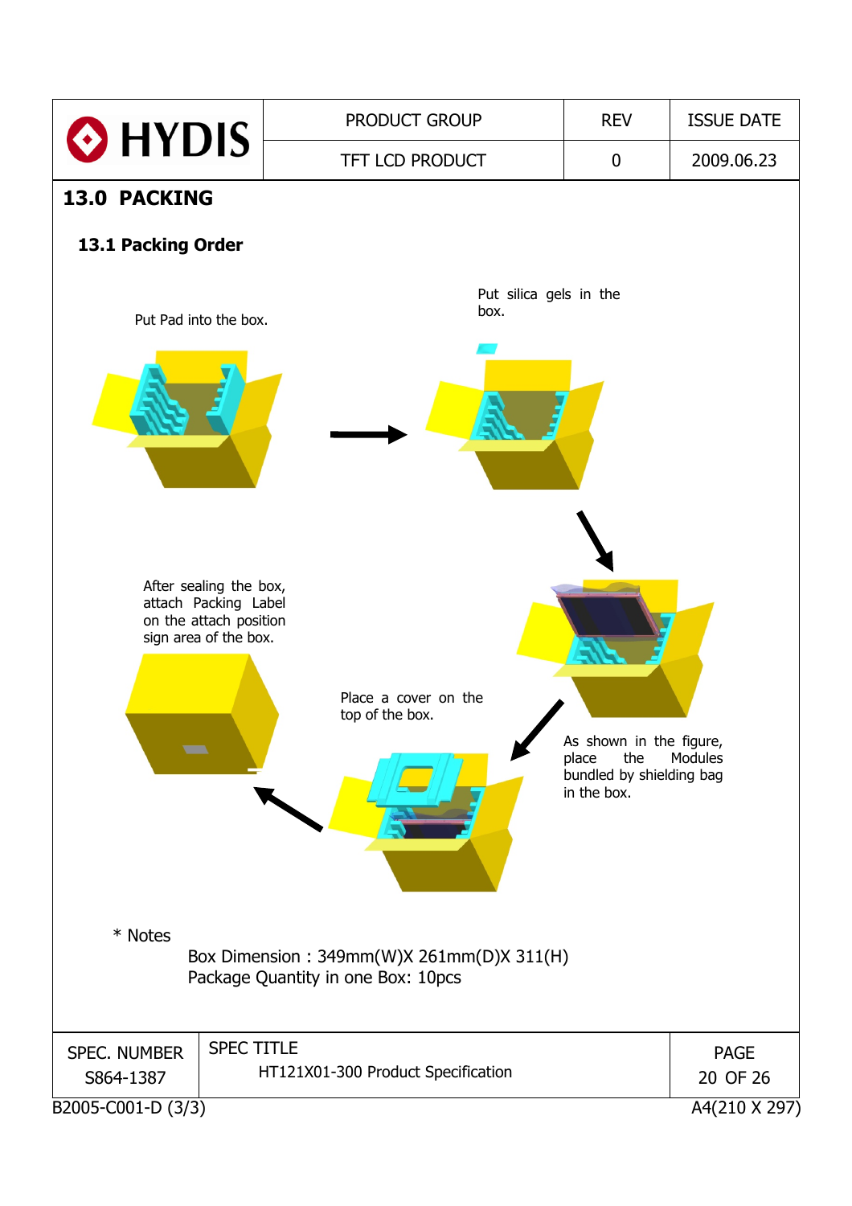## 13.0 PACKING

### 13.1 Packing Order

Put Pad into the box.

Put silica gels in the box.

As shown in the figure, place the Modules bundled by shielding bag in the box.

Place a cover on the top of the box.

After sealing the box, attach Packing Label on the attach position sign area of the box.

\* Notes

Box Dimension : 349mm(W)X 261mm(D)X 311(H)
Package Quantity in one Box: 10pcs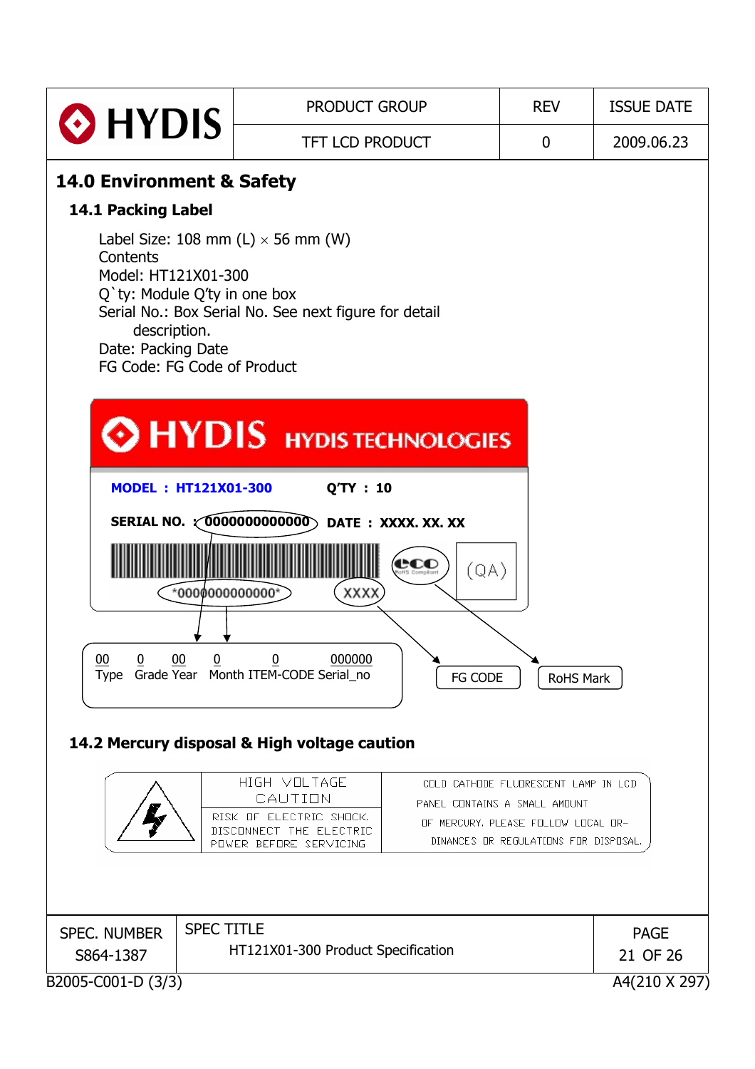## 14.0 Environment & Safety

### 14.1 Packing Label

Label Size: 108 mm (L) × 56 mm (W)
Contents
Model: HT121X01-300
Q`ty: Module Q'ty in one box
Serial No.: Box Serial No. See next figure for detail description.
Date: Packing Date
FG Code: FG Code of Product

HYDIS HYDIS TECHNOLOGIES

MODEL : HT121X01-300 Q'TY : 10

SERIAL NO. : 0000000000000 DATE : XXXX. XX. XX

*0000000000000* XXXX (QA)

| 00 | 0 | 00 | 0 | 0 | 000000 |
|---|---|---|---|---|---|
| Type | Grade | Year | Month | ITEM-CODE | Serial_no |

FG CODE

RoHS Mark

### 14.2 Mercury disposal & High voltage caution

| | HIGH VOLTAGE CAUTION | COLD CATHODE FLUORESCENT LAMP IN LCD PANEL CONTAINS A SMALL AMOUNT OF MERCURY. PLEASE FOLLOW LOCAL ORDINANCES OR REGULATIONS FOR DISPOSAL. |
|---|---|---|
| | RISK OF ELECTRIC SHOCK. DISCONNECT THE ELECTRIC POWER BEFORE SERVICING | |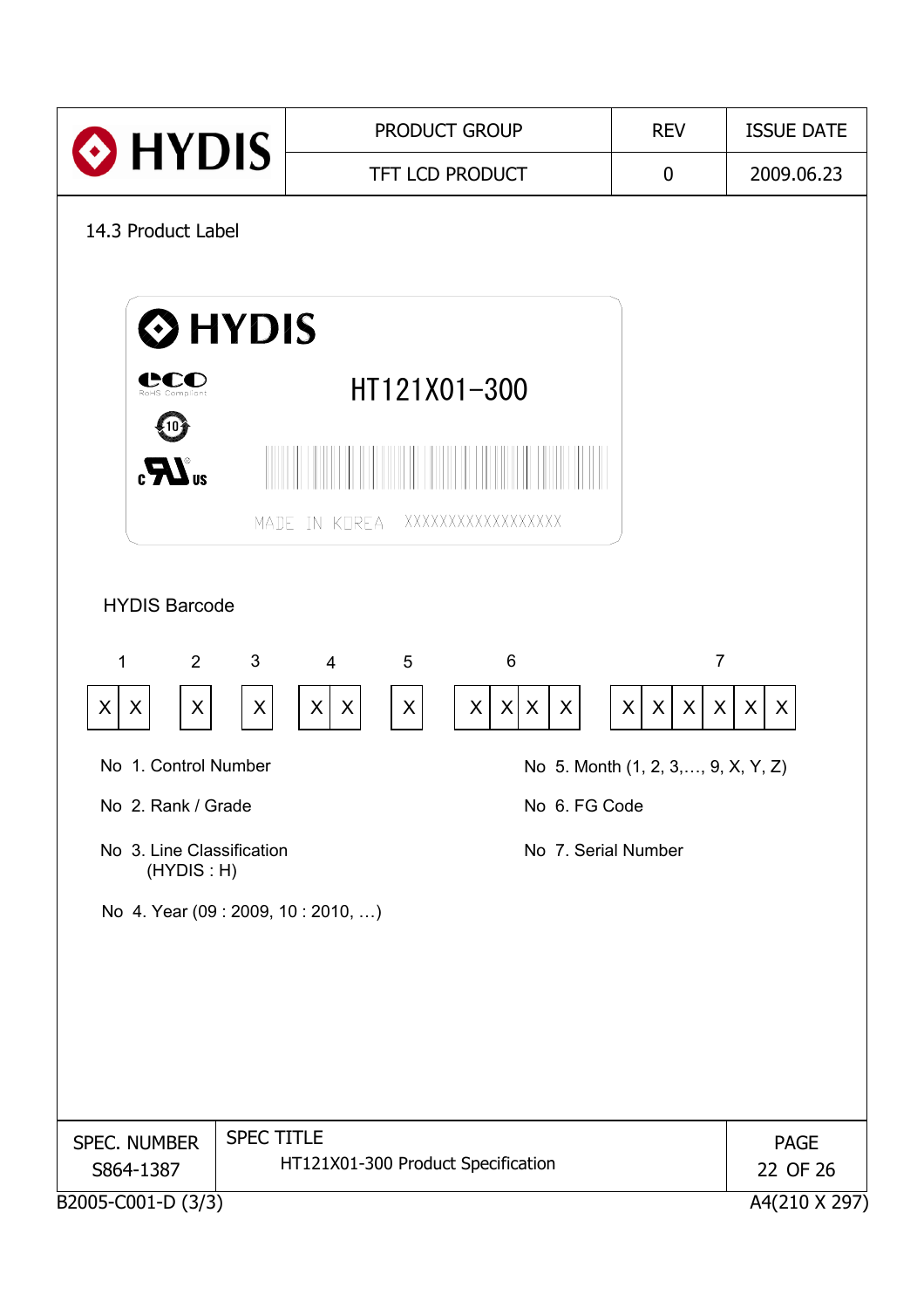## 14.3 Product Label

HYDIS

eco RoHS Compliant

HT121X01-300

MADE IN KOREA XXXXXXXXXXXXXXXXX

### HYDIS Barcode

| 1 | | 2 | 3 | 4 | | 5 | 6 | | | | 7 | | | | | |
|---|---|---|---|---|---|---|---|---|---|---|---|---|---|---|---|---|
| X | X | X | X | X | X | X | X | X | X | X | X | X | X | X | X | X |

No 1. Control Number

No 2. Rank / Grade

No 3. Line Classification
(HYDIS : H)

No 4. Year (09 : 2009, 10 : 2010, …)

No 5. Month (1, 2, 3,…, 9, X, Y, Z)

No 6. FG Code

No 7. Serial Number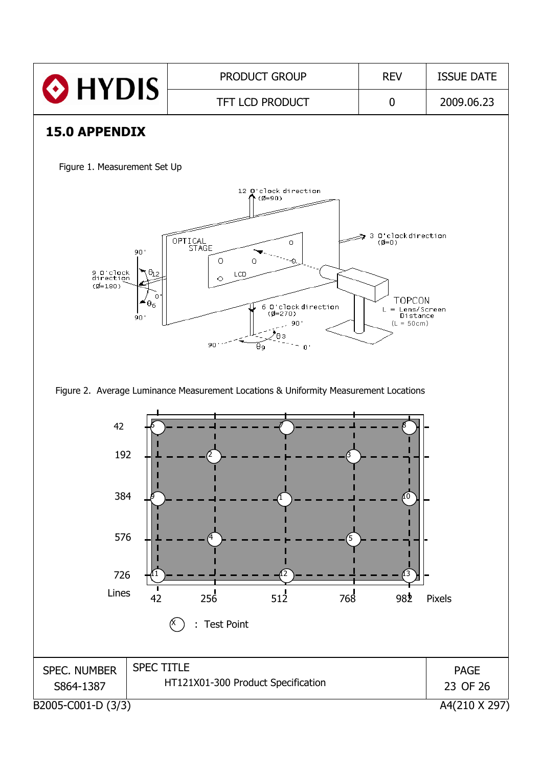## 15.0 APPENDIX

Figure 1. Measurement Set Up

Figure 2. Average Luminance Measurement Locations & Uniformity Measurement Locations

Ⓧ : Test Point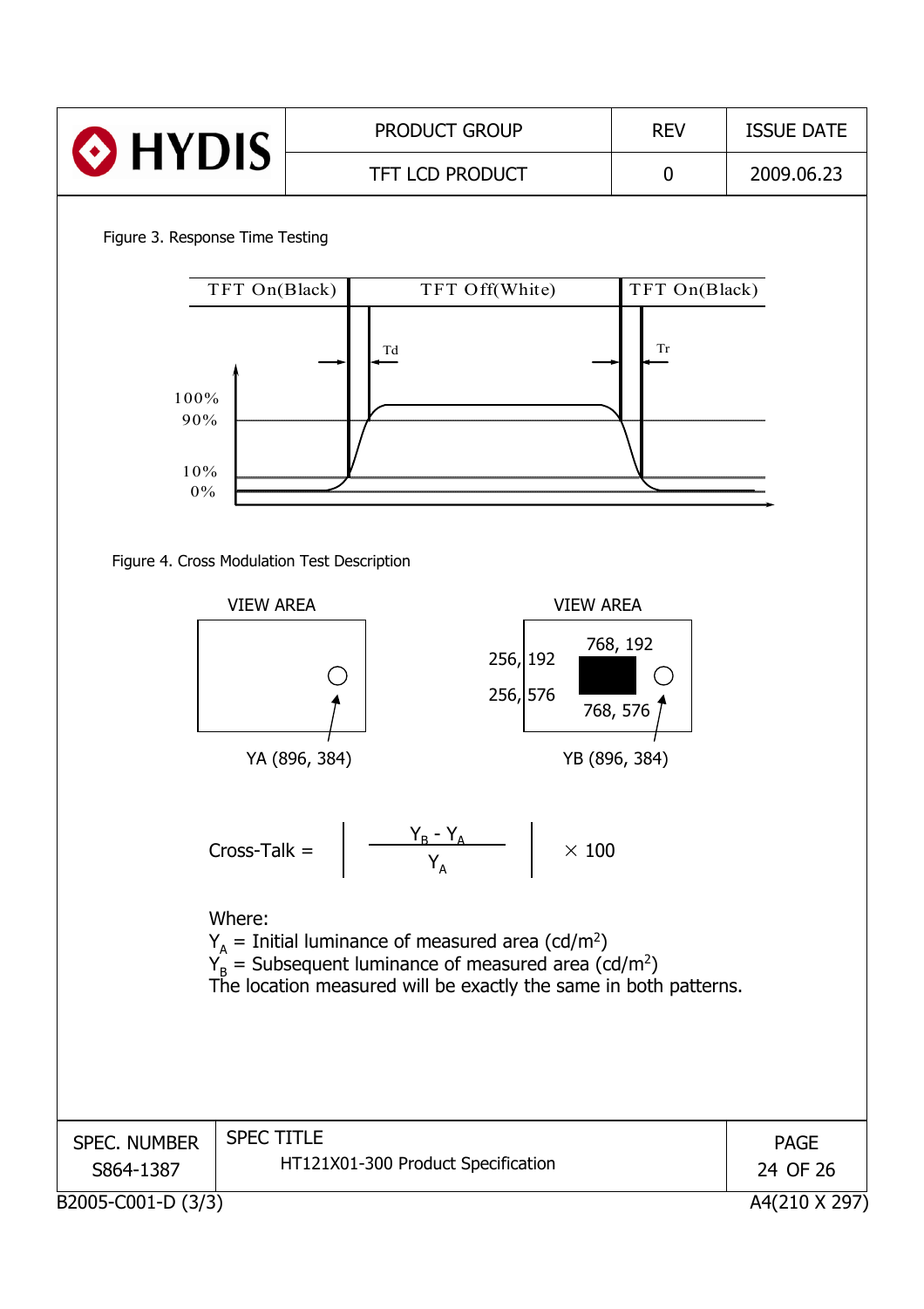Figure 3. Response Time Testing

Figure 4. Cross Modulation Test Description

$$\text{Cross-Talk} = \left| \frac{Y_B - Y_A}{Y_A} \right| \times 100$$

Where:

$Y_A$ = Initial luminance of measured area (cd/m[2])

$Y_B$ = Subsequent luminance of measured area (cd/m[2])

The location measured will be exactly the same in both patterns.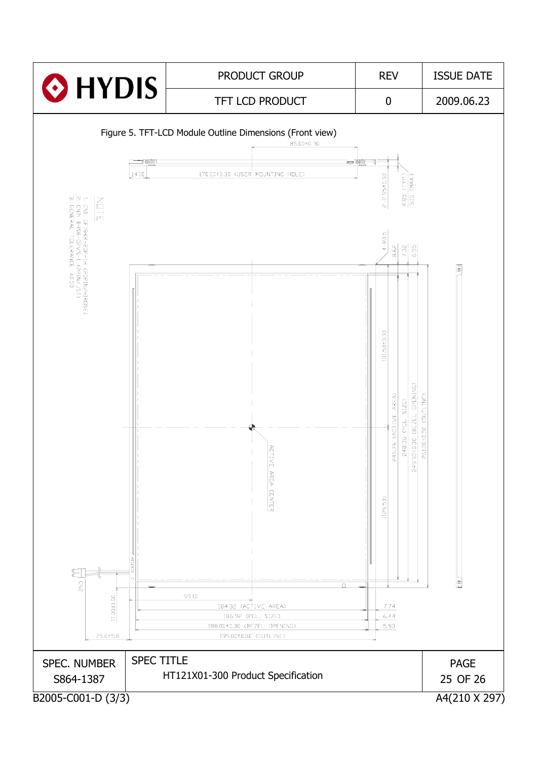Figure 5. TFT-LCD Module Outline Dimensions (Front view)

NOTE
1. CN1: DF19KR-20P-1H (20PIN/HIROSE)
2. CN2: BHSR-02VS-1 (2PIN/JST)
3. GENERAL TOLERANCE: ±0.50

85.00±0.30

14.10

170.00±0.30 (USER MOUNTING HOLE)

2-2.95±0.30

4.85 (TYP.)

5.15 (MAX.)

4-R0.5

8.62

7.32

6.55

131.50±0.30

245.76 (ACTIVE AREA)

248.36 (POL. SIZE)

249.90±0.30 (BEZEL OPENING)

261.00±0.50 (OUTLINE)

ACTIVE AREA CENTER

(129.50)

CN2

99.10

11.00±1.00

184.32 (ACTIVE AREA)

186.92 (POL. SIZE)

188.00±0.30 (BEZEL OPENING)

199.00±0.50 (OUTLINE)

75.0±5.0

7.74

6.44

5.90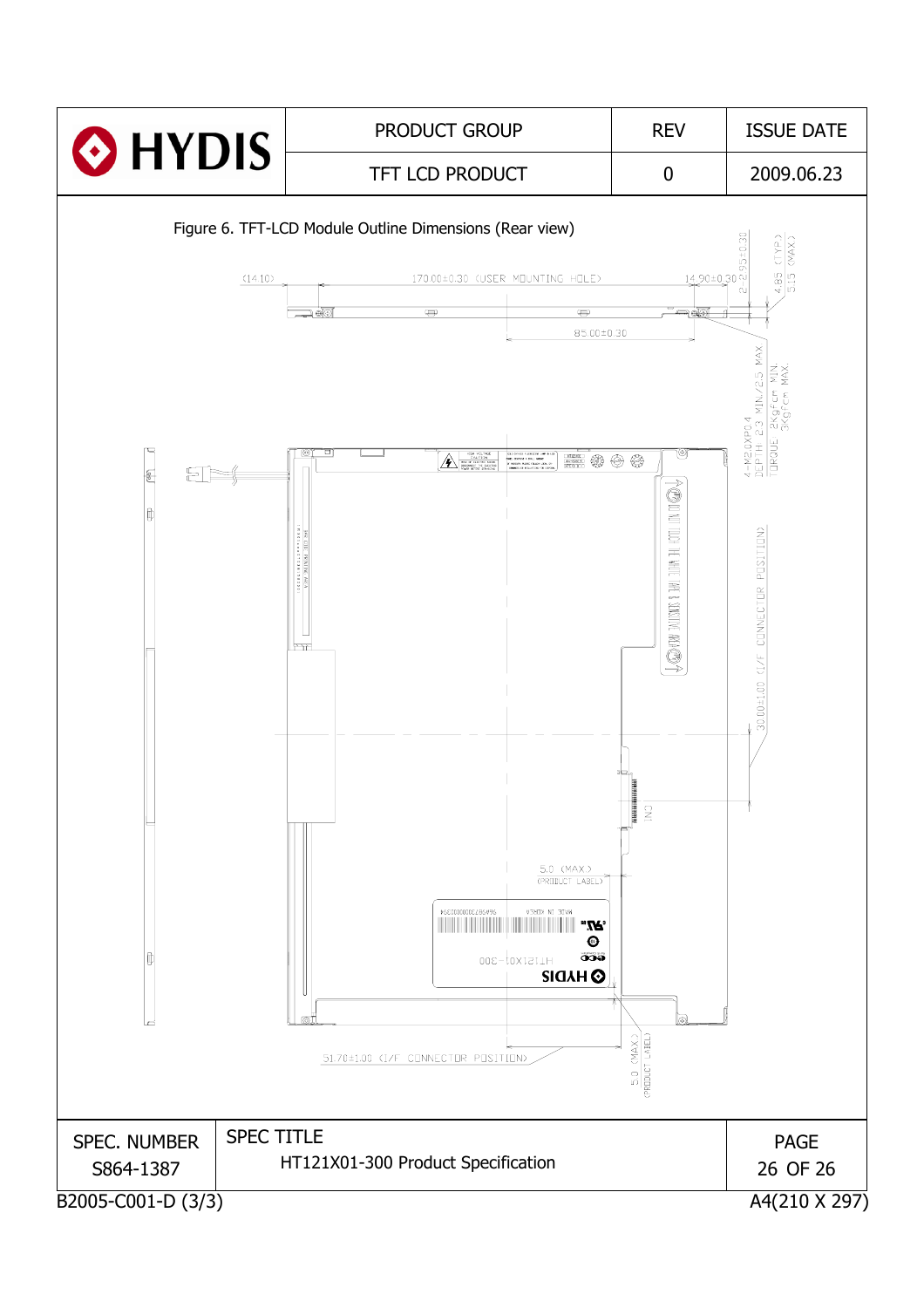Figure 6. TFT-LCD Module Outline Dimensions (Rear view)

(14.10)

170.00±0.30 (USER MOUNTING HOLE)

14.90±0.30

2-2.95±0.30

4.85 (TYP.)

5.15 (MAX.)

85.00±0.30

4-M2.0XP0.4 DEPTH 2.3 MIN./2.5 MAX. TORQUE 2Kgf.cm MIN. 3Kgf.cm MAX.

30.00±1.00 (I/F CONNECTOR POSITION)

5.0 (MAX.) (PRODUCT LABEL)

51.70±1.00 (I/F CONNECTOR POSITION)

5.0 (MAX.) (PRODUCT LABEL)